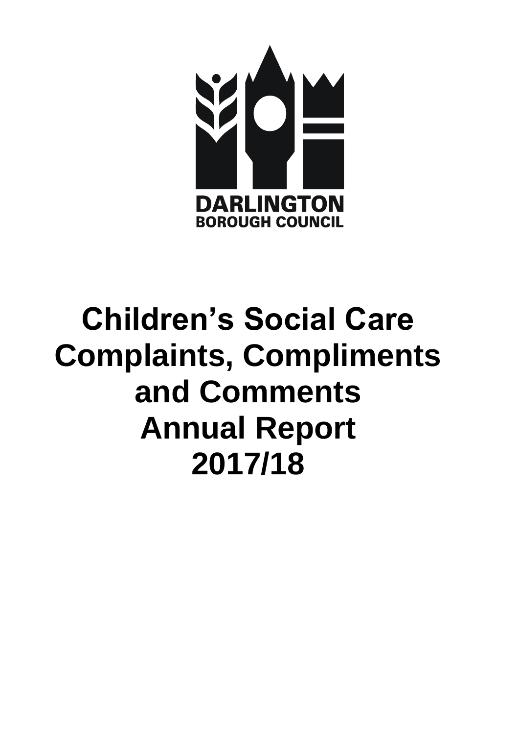DARLINGTON
BOROUGH COUNCIL

# Children's Social Care Complaints, Compliments and Comments Annual Report 2017/18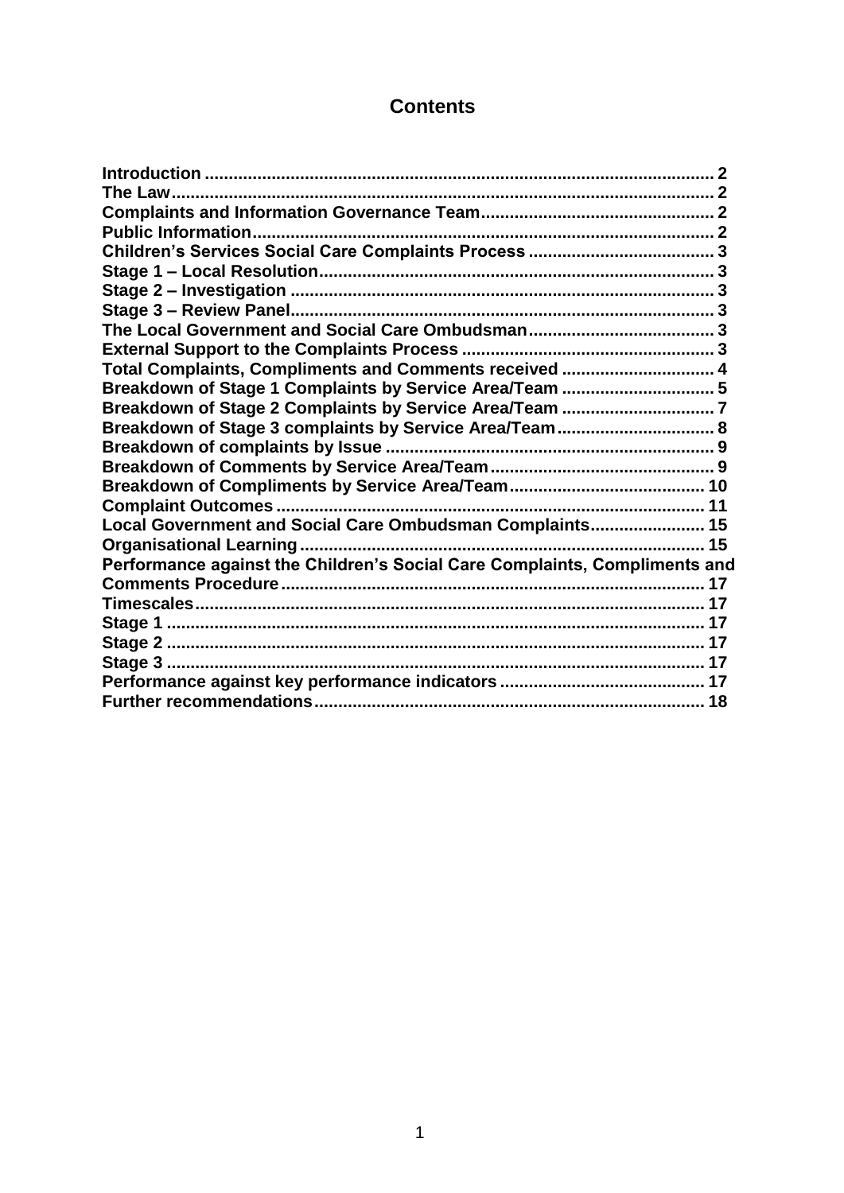# Contents

| | |
|---|---|
| Introduction | 2 |
| The Law | 2 |
| Complaints and Information Governance Team | 2 |
| Public Information | 2 |
| Children's Services Social Care Complaints Process | 3 |
| Stage 1 – Local Resolution | 3 |
| Stage 2 – Investigation | 3 |
| Stage 3 – Review Panel | 3 |
| The Local Government and Social Care Ombudsman | 3 |
| External Support to the Complaints Process | 3 |
| Total Complaints, Compliments and Comments received | 4 |
| Breakdown of Stage 1 Complaints by Service Area/Team | 5 |
| Breakdown of Stage 2 Complaints by Service Area/Team | 7 |
| Breakdown of Stage 3 complaints by Service Area/Team | 8 |
| Breakdown of complaints by Issue | 9 |
| Breakdown of Comments by Service Area/Team | 9 |
| Breakdown of Compliments by Service Area/Team | 10 |
| Complaint Outcomes | 11 |
| Local Government and Social Care Ombudsman Complaints | 15 |
| Organisational Learning | 15 |
| Performance against the Children's Social Care Complaints, Compliments and Comments Procedure | 17 |
| Timescales | 17 |
| Stage 1 | 17 |
| Stage 2 | 17 |
| Stage 3 | 17 |
| Performance against key performance indicators | 17 |
| Further recommendations | 18 |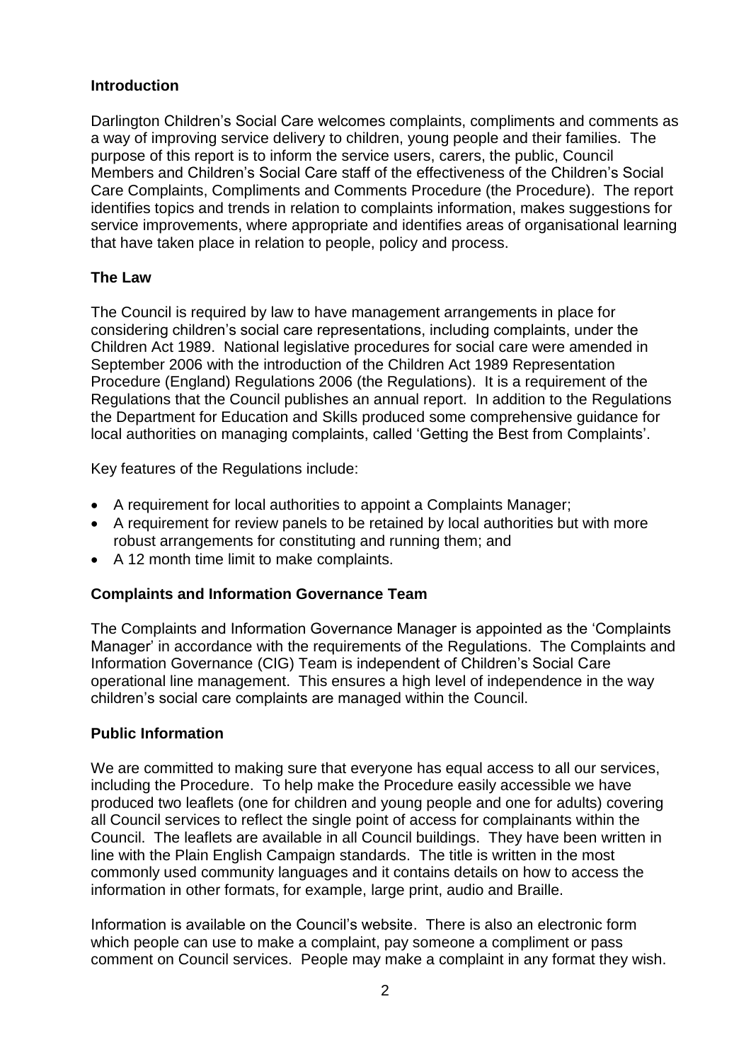## Introduction

Darlington Children's Social Care welcomes complaints, compliments and comments as a way of improving service delivery to children, young people and their families. The purpose of this report is to inform the service users, carers, the public, Council Members and Children's Social Care staff of the effectiveness of the Children's Social Care Complaints, Compliments and Comments Procedure (the Procedure). The report identifies topics and trends in relation to complaints information, makes suggestions for service improvements, where appropriate and identifies areas of organisational learning that have taken place in relation to people, policy and process.

## The Law

The Council is required by law to have management arrangements in place for considering children's social care representations, including complaints, under the Children Act 1989. National legislative procedures for social care were amended in September 2006 with the introduction of the Children Act 1989 Representation Procedure (England) Regulations 2006 (the Regulations). It is a requirement of the Regulations that the Council publishes an annual report. In addition to the Regulations the Department for Education and Skills produced some comprehensive guidance for local authorities on managing complaints, called 'Getting the Best from Complaints'.

Key features of the Regulations include:

- A requirement for local authorities to appoint a Complaints Manager;
- A requirement for review panels to be retained by local authorities but with more robust arrangements for constituting and running them; and
- A 12 month time limit to make complaints.

## Complaints and Information Governance Team

The Complaints and Information Governance Manager is appointed as the 'Complaints Manager' in accordance with the requirements of the Regulations. The Complaints and Information Governance (CIG) Team is independent of Children's Social Care operational line management. This ensures a high level of independence in the way children's social care complaints are managed within the Council.

## Public Information

We are committed to making sure that everyone has equal access to all our services, including the Procedure. To help make the Procedure easily accessible we have produced two leaflets (one for children and young people and one for adults) covering all Council services to reflect the single point of access for complainants within the Council. The leaflets are available in all Council buildings. They have been written in line with the Plain English Campaign standards. The title is written in the most commonly used community languages and it contains details on how to access the information in other formats, for example, large print, audio and Braille.

Information is available on the Council's website. There is also an electronic form which people can use to make a complaint, pay someone a compliment or pass comment on Council services. People may make a complaint in any format they wish.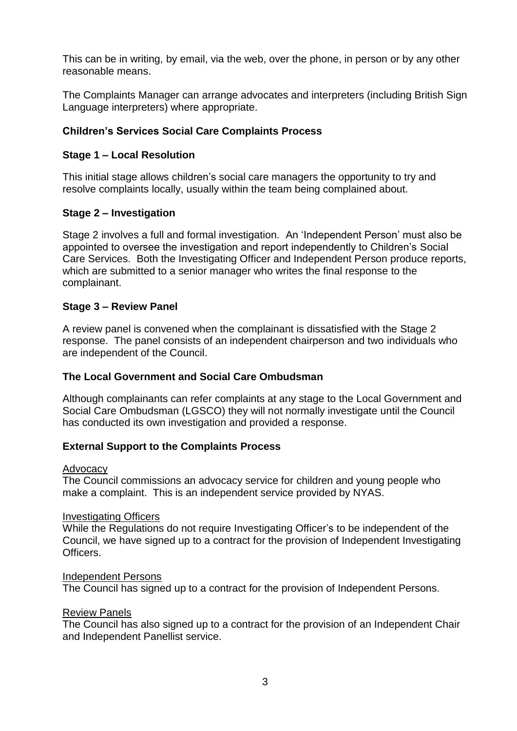This can be in writing, by email, via the web, over the phone, in person or by any other reasonable means.

The Complaints Manager can arrange advocates and interpreters (including British Sign Language interpreters) where appropriate.

## Children's Services Social Care Complaints Process

### Stage 1 – Local Resolution

This initial stage allows children's social care managers the opportunity to try and resolve complaints locally, usually within the team being complained about.

### Stage 2 – Investigation

Stage 2 involves a full and formal investigation. An 'Independent Person' must also be appointed to oversee the investigation and report independently to Children's Social Care Services. Both the Investigating Officer and Independent Person produce reports, which are submitted to a senior manager who writes the final response to the complainant.

### Stage 3 – Review Panel

A review panel is convened when the complainant is dissatisfied with the Stage 2 response. The panel consists of an independent chairperson and two individuals who are independent of the Council.

## The Local Government and Social Care Ombudsman

Although complainants can refer complaints at any stage to the Local Government and Social Care Ombudsman (LGSCO) they will not normally investigate until the Council has conducted its own investigation and provided a response.

## External Support to the Complaints Process

<u>Advocacy</u>
The Council commissions an advocacy service for children and young people who make a complaint. This is an independent service provided by NYAS.

<u>Investigating Officers</u>
While the Regulations do not require Investigating Officer's to be independent of the Council, we have signed up to a contract for the provision of Independent Investigating Officers.

<u>Independent Persons</u>
The Council has signed up to a contract for the provision of Independent Persons.

<u>Review Panels</u>
The Council has also signed up to a contract for the provision of an Independent Chair and Independent Panellist service.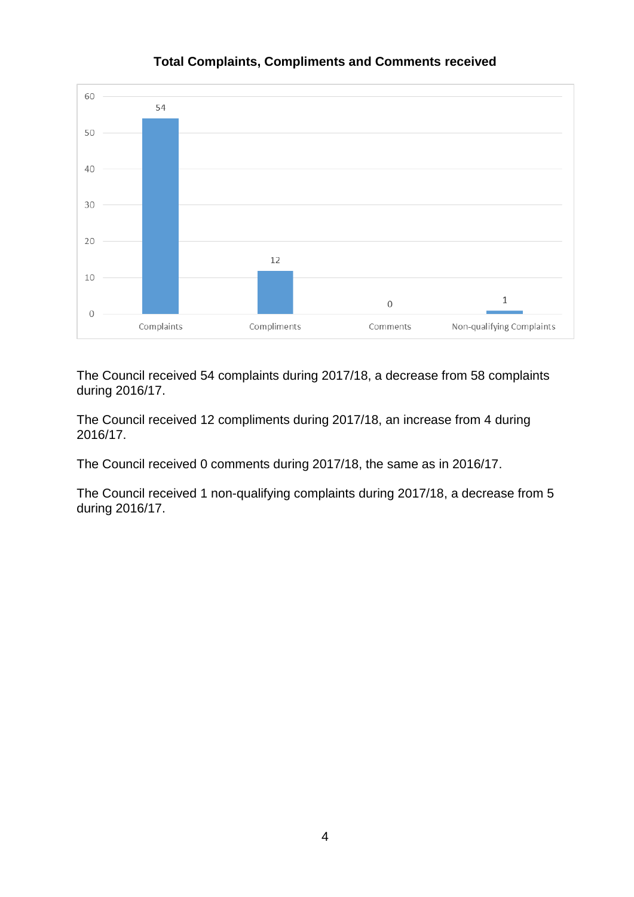**Total Complaints, Compliments and Comments received**

| Category | Number |
|---|---|
| Complaints | 54 |
| Compliments | 12 |
| Comments | 0 |
| Non-qualifying Complaints | 1 |

The Council received 54 complaints during 2017/18, a decrease from 58 complaints during 2016/17.

The Council received 12 compliments during 2017/18, an increase from 4 during 2016/17.

The Council received 0 comments during 2017/18, the same as in 2016/17.

The Council received 1 non-qualifying complaints during 2017/18, a decrease from 5 during 2016/17.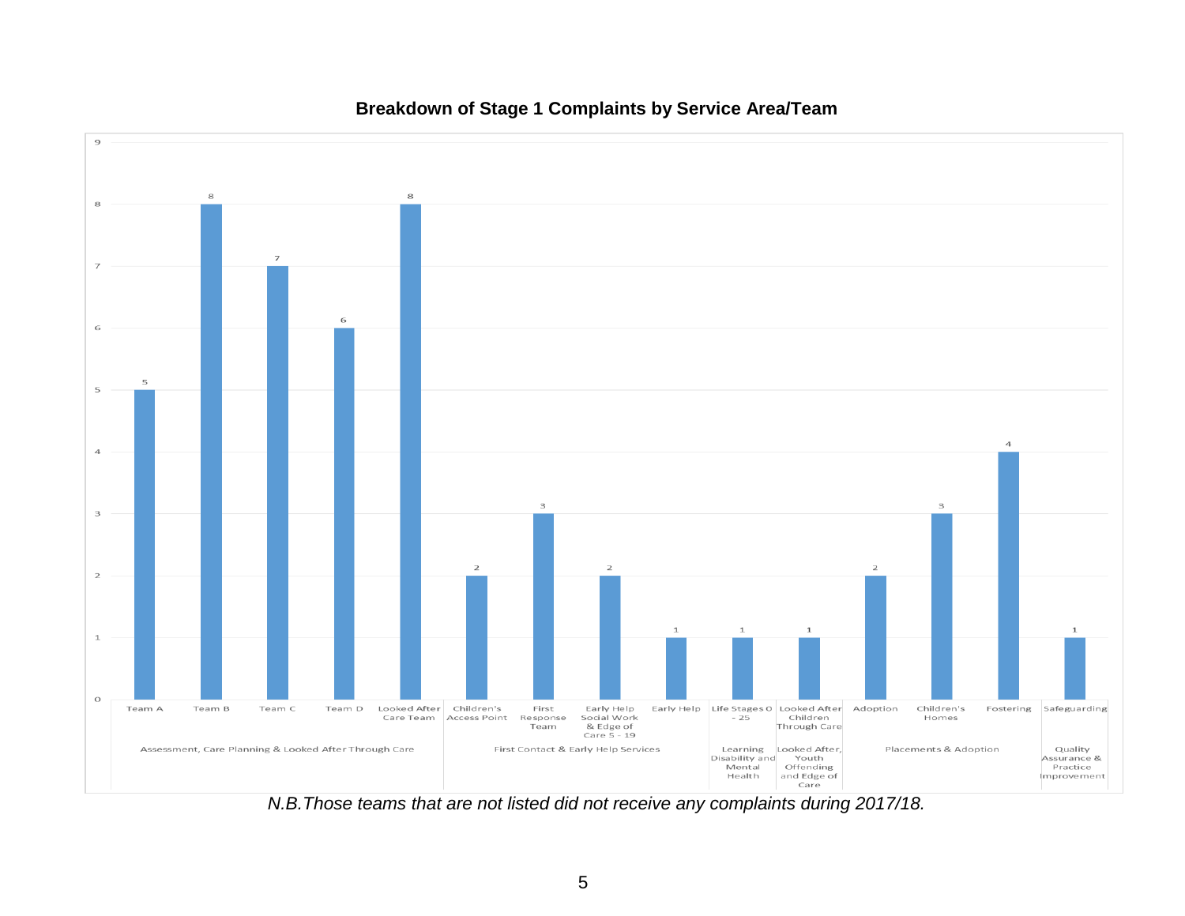**Breakdown of Stage 1 Complaints by Service Area/Team**

| Service Area | Team | Complaints |
|---|---|---|
| Assessment, Care Planning & Looked After Through Care | Team A | 5 |
| | Team B | 8 |
| | Team C | 7 |
| | Team D | 6 |
| | Looked After Care Team | 8 |
| First Contact & Early Help Services | Children's Access Point | 2 |
| | First Response Team | 3 |
| | Early Help Social Work & Edge of Care 5 - 19 | 2 |
| | Early Help | 1 |
| Learning Disability and Mental Health | Life Stages 0 - 25 | 1 |
| Looked After, Youth Offending and Edge of Care | Looked After Children Through Care | 1 |
| Placements & Adoption | Adoption | 2 |
| | Children's Homes | 3 |
| | Fostering | 4 |
| Quality Assurance & Practice Improvement | Safeguarding | 1 |

*N.B.Those teams that are not listed did not receive any complaints during 2017/18.*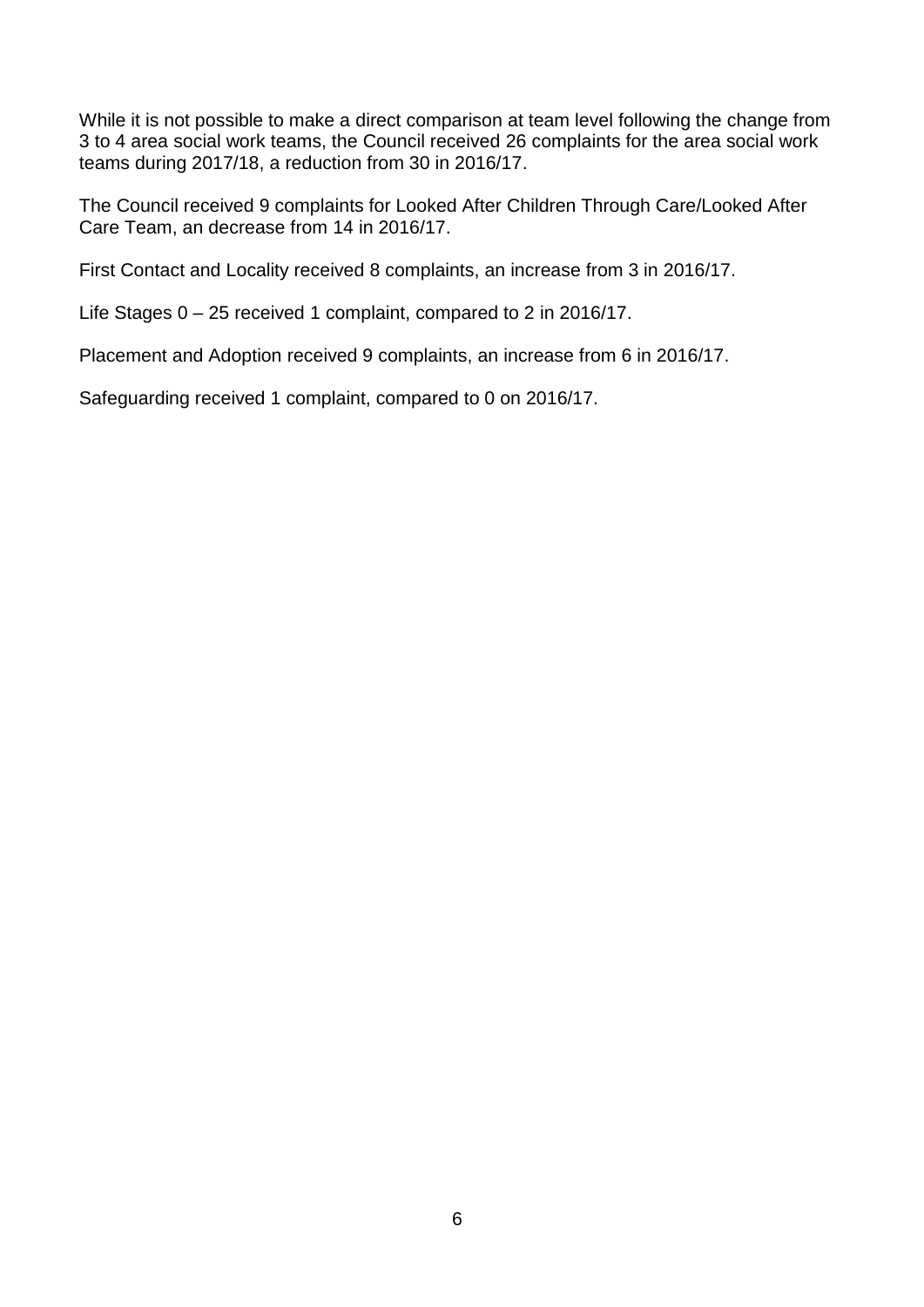While it is not possible to make a direct comparison at team level following the change from 3 to 4 area social work teams, the Council received 26 complaints for the area social work teams during 2017/18, a reduction from 30 in 2016/17.

The Council received 9 complaints for Looked After Children Through Care/Looked After Care Team, an decrease from 14 in 2016/17.

First Contact and Locality received 8 complaints, an increase from 3 in 2016/17.

Life Stages 0 – 25 received 1 complaint, compared to 2 in 2016/17.

Placement and Adoption received 9 complaints, an increase from 6 in 2016/17.

Safeguarding received 1 complaint, compared to 0 on 2016/17.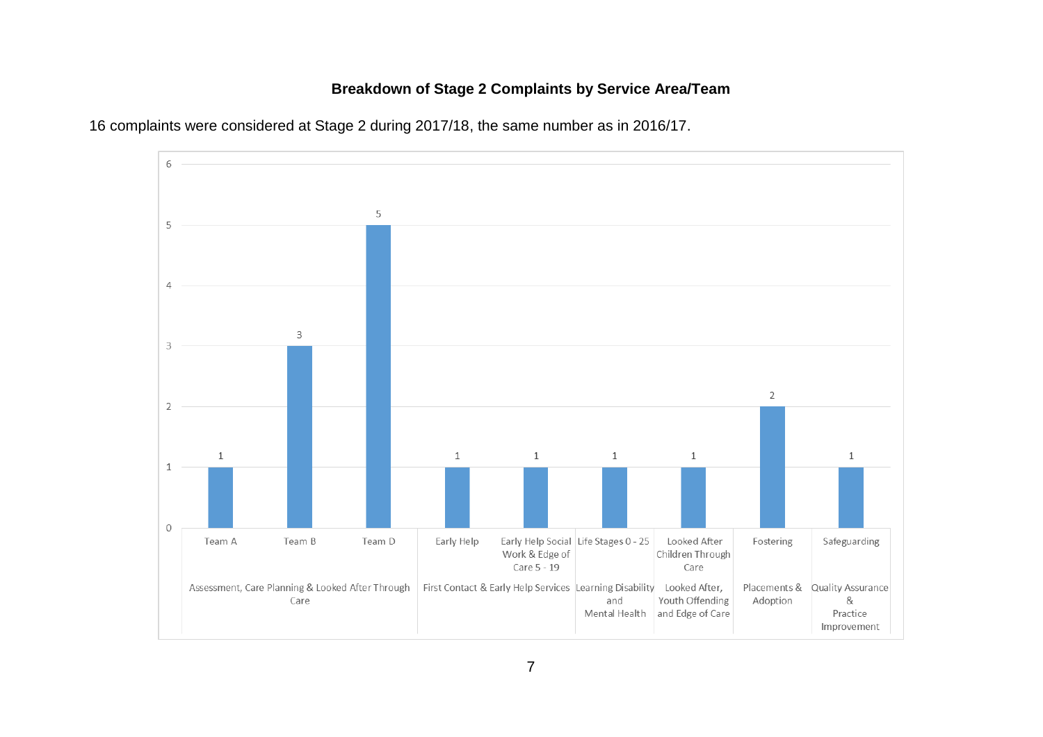## Breakdown of Stage 2 Complaints by Service Area/Team

16 complaints were considered at Stage 2 during 2017/18, the same number as in 2016/17.

| Service Area | Team | Complaints |
| --- | --- | --- |
| Assessment, Care Planning & Looked After Through Care | Team A | 1 |
| | Team B | 3 |
| | Team D | 5 |
| First Contact & Early Help Services | Early Help | 1 |
| | Early Help Social Work & Edge of Care 5 - 19 | 1 |
| Learning Disability and Mental Health | Life Stages 0 - 25 | 1 |
| Looked After, Youth Offending and Edge of Care | Looked After Children Through Care | 1 |
| Placements & Adoption | Fostering | 2 |
| Quality Assurance & Practice Improvement | Safeguarding | 1 |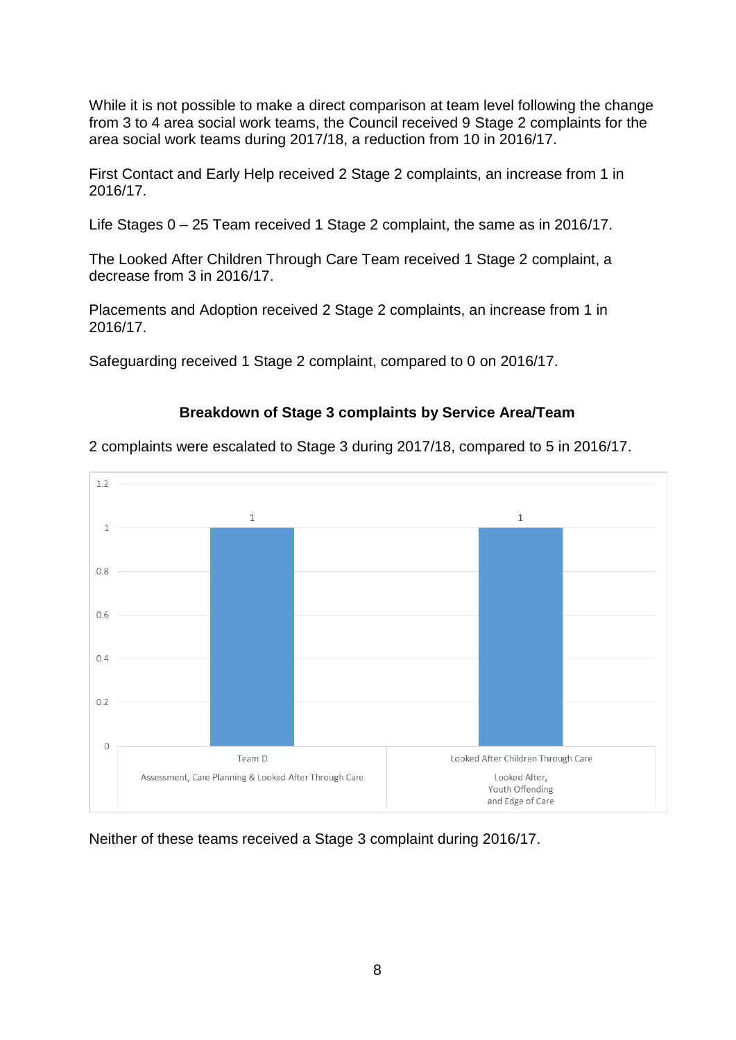While it is not possible to make a direct comparison at team level following the change from 3 to 4 area social work teams, the Council received 9 Stage 2 complaints for the area social work teams during 2017/18, a reduction from 10 in 2016/17.

First Contact and Early Help received 2 Stage 2 complaints, an increase from 1 in 2016/17.

Life Stages 0 – 25 Team received 1 Stage 2 complaint, the same as in 2016/17.

The Looked After Children Through Care Team received 1 Stage 2 complaint, a decrease from 3 in 2016/17.

Placements and Adoption received 2 Stage 2 complaints, an increase from 1 in 2016/17.

Safeguarding received 1 Stage 2 complaint, compared to 0 on 2016/17.

### Breakdown of Stage 3 complaints by Service Area/Team

2 complaints were escalated to Stage 3 during 2017/18, compared to 5 in 2016/17.

| Service Area | Team | Stage 3 complaints |
|---|---|---|
| Assessment, Care Planning & Looked After Through Care | Team D | 1 |
| Looked After, Youth Offending and Edge of Care | Looked After Children Through Care | 1 |

Neither of these teams received a Stage 3 complaint during 2016/17.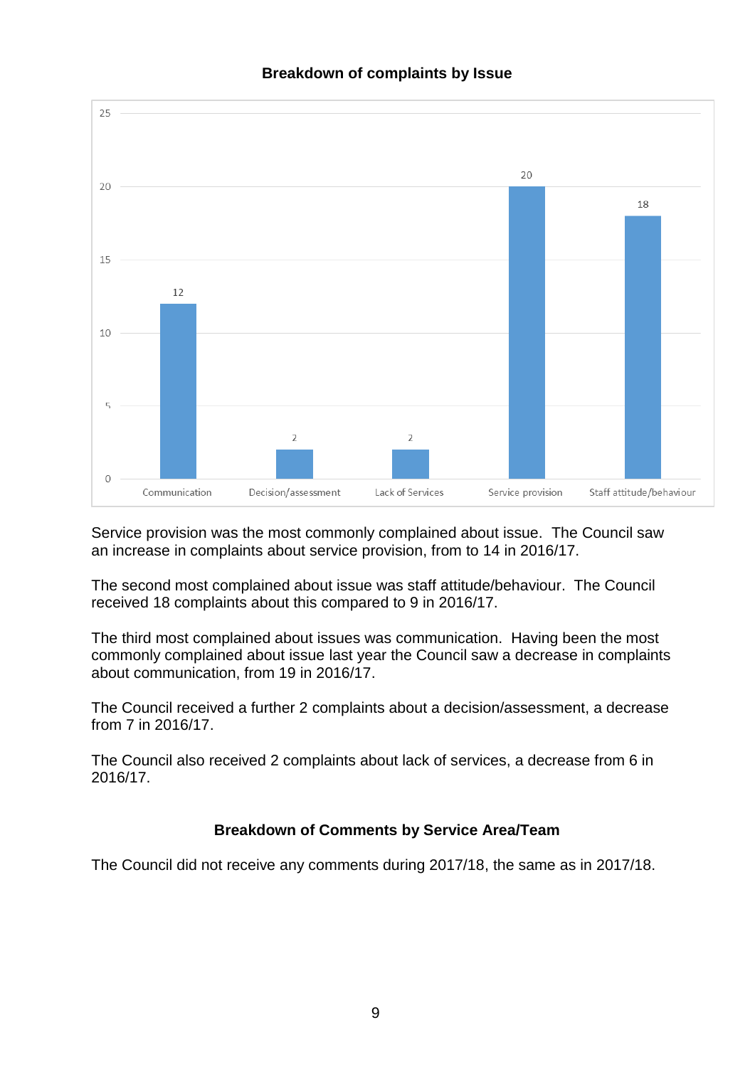**Breakdown of complaints by Issue**

| Issue | Number of complaints |
| --- | --- |
| Communication | 12 |
| Decision/assessment | 2 |
| Lack of Services | 2 |
| Service provision | 20 |
| Staff attitude/behaviour | 18 |

Service provision was the most commonly complained about issue. The Council saw an increase in complaints about service provision, from to 14 in 2016/17.

The second most complained about issue was staff attitude/behaviour. The Council received 18 complaints about this compared to 9 in 2016/17.

The third most complained about issues was communication. Having been the most commonly complained about issue last year the Council saw a decrease in complaints about communication, from 19 in 2016/17.

The Council received a further 2 complaints about a decision/assessment, a decrease from 7 in 2016/17.

The Council also received 2 complaints about lack of services, a decrease from 6 in 2016/17.

**Breakdown of Comments by Service Area/Team**

The Council did not receive any comments during 2017/18, the same as in 2017/18.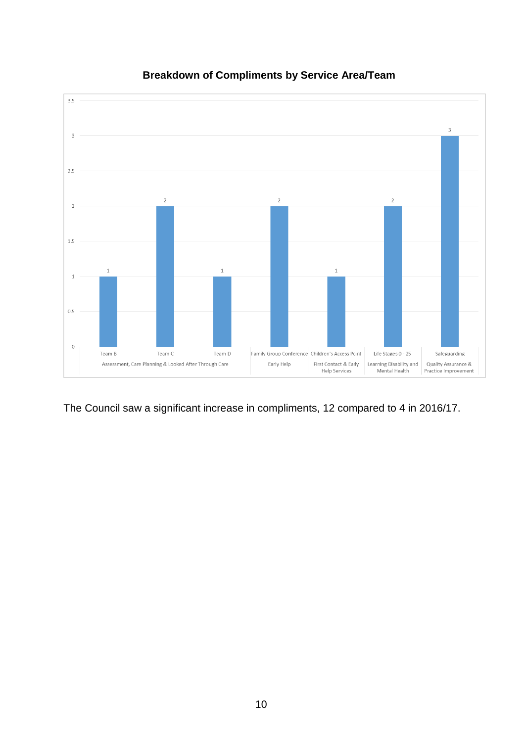**Breakdown of Compliments by Service Area/Team**

| Service Area | Team | Compliments |
|---|---|---|
| Assessment, Care Planning & Looked After Through Care | Team B | 1 |
| Assessment, Care Planning & Looked After Through Care | Team C | 2 |
| Assessment, Care Planning & Looked After Through Care | Team D | 1 |
| Early Help | Family Group Conference | 2 |
| First Contact & Early Help Services | Children's Access Point | 1 |
| Learning Disability and Mental Health | Life Stages 0 - 25 | 2 |
| Quality Assurance & Practice Improvement | Safeguarding | 3 |

The Council saw a significant increase in compliments, 12 compared to 4 in 2016/17.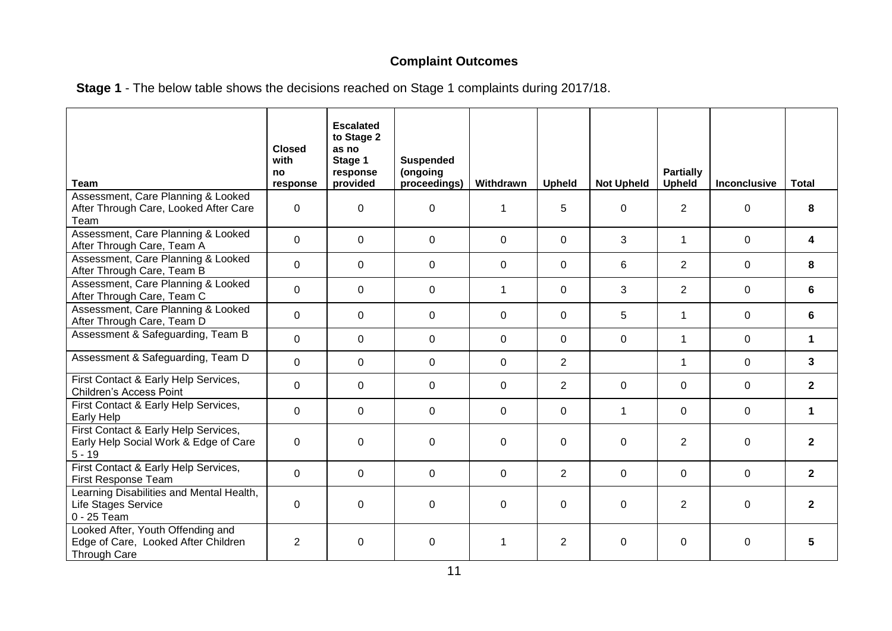### Complaint Outcomes

**Stage 1** - The below table shows the decisions reached on Stage 1 complaints during 2017/18.

| Team | Closed with no response | Escalated to Stage 2 as no Stage 1 response provided | Suspended (ongoing proceedings) | Withdrawn | Upheld | Not Upheld | Partially Upheld | Inconclusive | Total |
|---|---|---|---|---|---|---|---|---|---|
| Assessment, Care Planning & Looked After Through Care, Looked After Care Team | 0 | 0 | 0 | 1 | 5 | 0 | 2 | 0 | **8** |
| Assessment, Care Planning & Looked After Through Care, Team A | 0 | 0 | 0 | 0 | 0 | 3 | 1 | 0 | **4** |
| Assessment, Care Planning & Looked After Through Care, Team B | 0 | 0 | 0 | 0 | 0 | 6 | 2 | 0 | **8** |
| Assessment, Care Planning & Looked After Through Care, Team C | 0 | 0 | 0 | 1 | 0 | 3 | 2 | 0 | **6** |
| Assessment, Care Planning & Looked After Through Care, Team D | 0 | 0 | 0 | 0 | 0 | 5 | 1 | 0 | **6** |
| Assessment & Safeguarding, Team B | 0 | 0 | 0 | 0 | 0 | 0 | 1 | 0 | **1** |
| Assessment & Safeguarding, Team D | 0 | 0 | 0 | 0 | 2 | | 1 | 0 | **3** |
| First Contact & Early Help Services, Children's Access Point | 0 | 0 | 0 | 0 | 2 | 0 | 0 | 0 | **2** |
| First Contact & Early Help Services, Early Help | 0 | 0 | 0 | 0 | 0 | 1 | 0 | 0 | **1** |
| First Contact & Early Help Services, Early Help Social Work & Edge of Care 5 - 19 | 0 | 0 | 0 | 0 | 0 | 0 | 2 | 0 | **2** |
| First Contact & Early Help Services, First Response Team | 0 | 0 | 0 | 0 | 2 | 0 | 0 | 0 | **2** |
| Learning Disabilities and Mental Health, Life Stages Service 0 - 25 Team | 0 | 0 | 0 | 0 | 0 | 0 | 2 | 0 | **2** |
| Looked After, Youth Offending and Edge of Care, Looked After Children Through Care | 2 | 0 | 0 | 1 | 2 | 0 | 0 | 0 | **5** |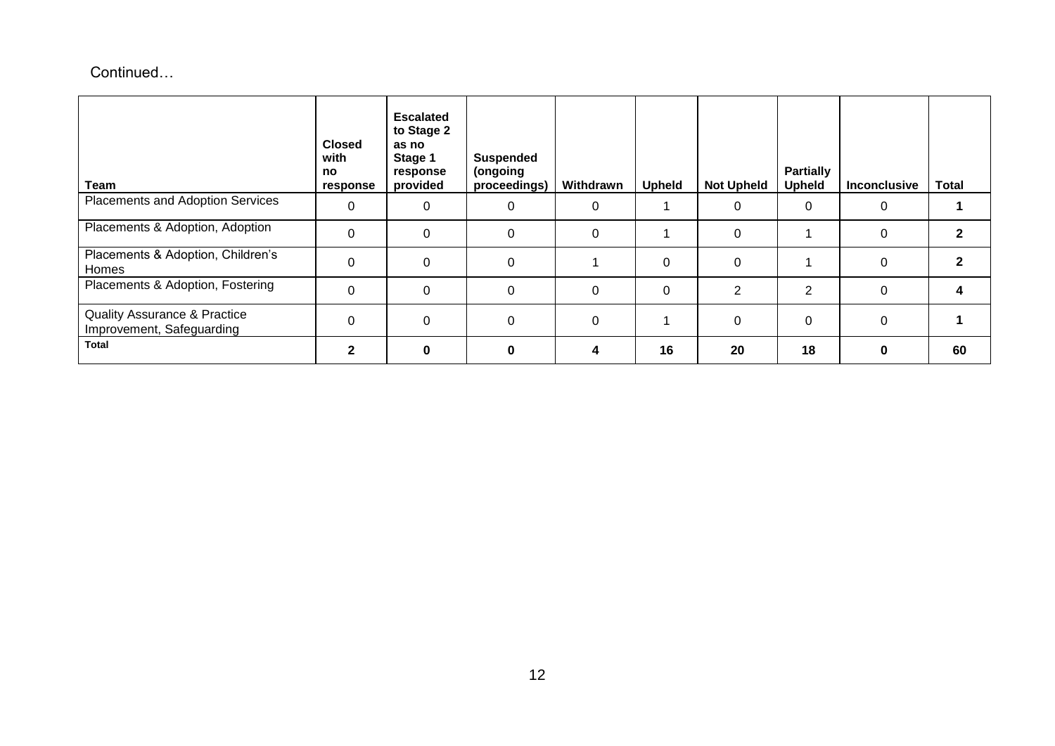Continued…

| Team | Closed with no response | Escalated to Stage 2 as no Stage 1 response provided | Suspended (ongoing proceedings) | Withdrawn | Upheld | Not Upheld | Partially Upheld | Inconclusive | Total |
|---|---|---|---|---|---|---|---|---|---|
| Placements and Adoption Services | 0 | 0 | 0 | 0 | 1 | 0 | 0 | 0 | **1** |
| Placements & Adoption, Adoption | 0 | 0 | 0 | 0 | 1 | 0 | 1 | 0 | **2** |
| Placements & Adoption, Children's Homes | 0 | 0 | 0 | 1 | 0 | 0 | 1 | 0 | **2** |
| Placements & Adoption, Fostering | 0 | 0 | 0 | 0 | 0 | 2 | 2 | 0 | **4** |
| Quality Assurance & Practice Improvement, Safeguarding | 0 | 0 | 0 | 0 | 1 | 0 | 0 | 0 | **1** |
| **Total** | **2** | **0** | **0** | **4** | **16** | **20** | **18** | **0** | **60** |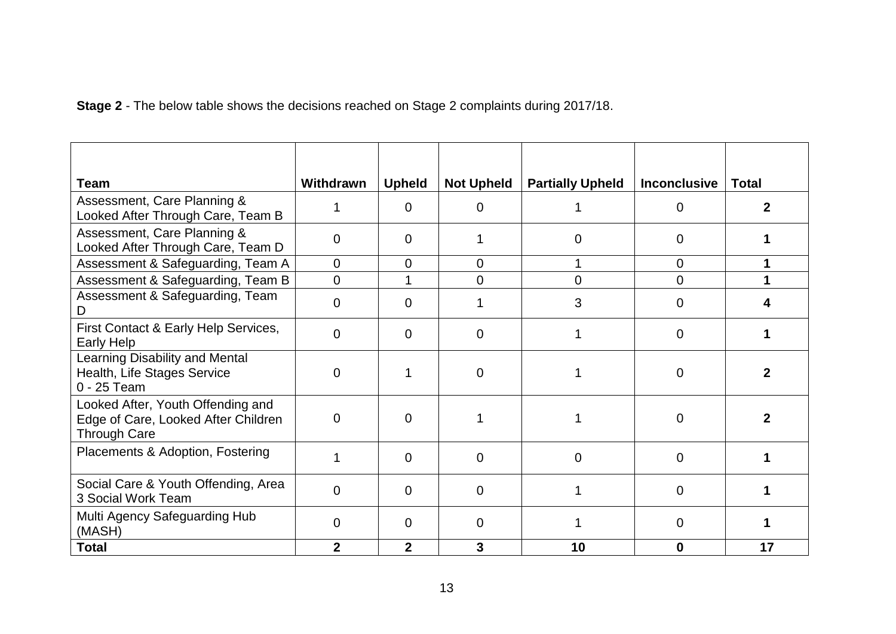**Stage 2** - The below table shows the decisions reached on Stage 2 complaints during 2017/18.

| Team | Withdrawn | Upheld | Not Upheld | Partially Upheld | Inconclusive | Total |
|---|---|---|---|---|---|---|
| Assessment, Care Planning & Looked After Through Care, Team B | 1 | 0 | 0 | 1 | 0 | **2** |
| Assessment, Care Planning & Looked After Through Care, Team D | 0 | 0 | 1 | 0 | 0 | **1** |
| Assessment & Safeguarding, Team A | 0 | 0 | 0 | 1 | 0 | **1** |
| Assessment & Safeguarding, Team B | 0 | 1 | 0 | 0 | 0 | **1** |
| Assessment & Safeguarding, Team D | 0 | 0 | 1 | 3 | 0 | **4** |
| First Contact & Early Help Services, Early Help | 0 | 0 | 0 | 1 | 0 | **1** |
| Learning Disability and Mental Health, Life Stages Service 0 - 25 Team | 0 | 1 | 0 | 1 | 0 | **2** |
| Looked After, Youth Offending and Edge of Care, Looked After Children Through Care | 0 | 0 | 1 | 1 | 0 | **2** |
| Placements & Adoption, Fostering | 1 | 0 | 0 | 0 | 0 | **1** |
| Social Care & Youth Offending, Area 3 Social Work Team | 0 | 0 | 0 | 1 | 0 | **1** |
| Multi Agency Safeguarding Hub (MASH) | 0 | 0 | 0 | 1 | 0 | **1** |
| **Total** | **2** | **2** | **3** | **10** | **0** | **17** |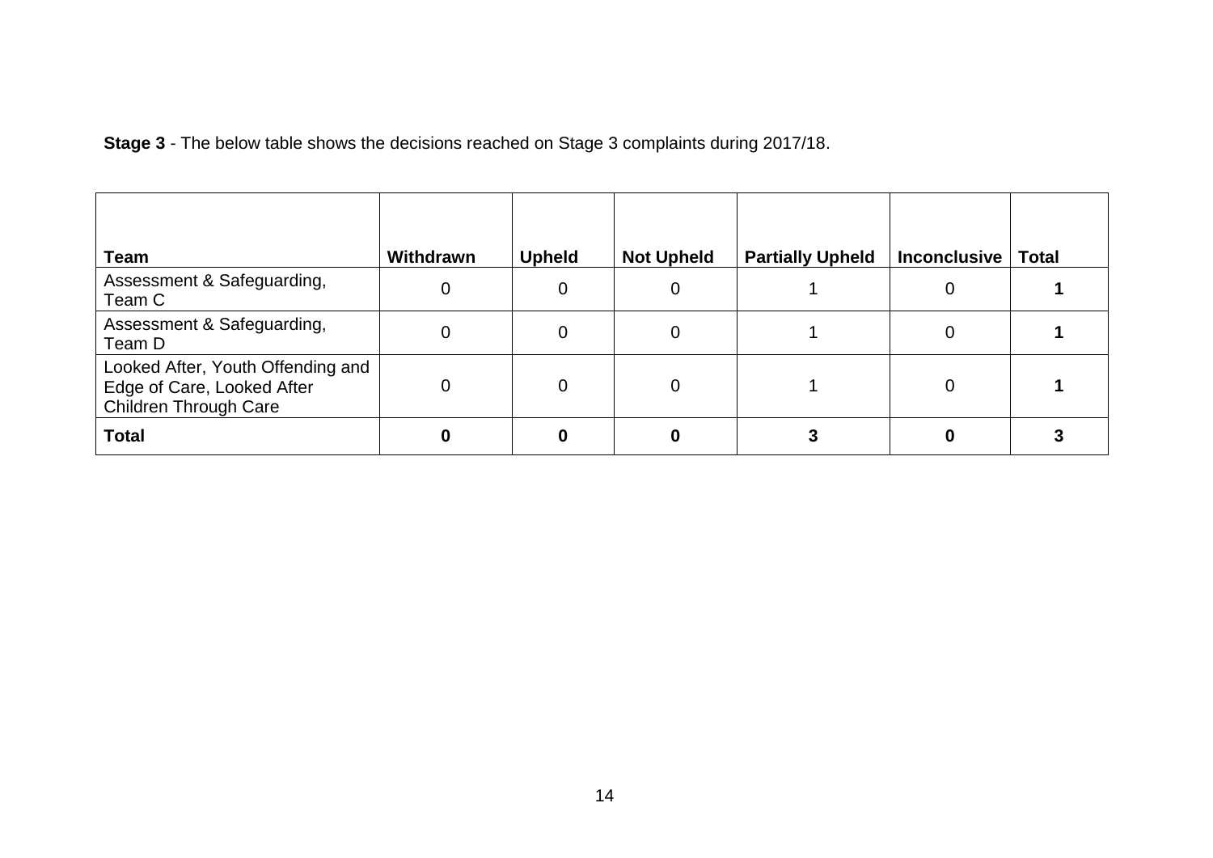**Stage 3** - The below table shows the decisions reached on Stage 3 complaints during 2017/18.

| Team | Withdrawn | Upheld | Not Upheld | Partially Upheld | Inconclusive | Total |
|---|---|---|---|---|---|---|
| Assessment & Safeguarding, Team C | 0 | 0 | 0 | 1 | 0 | **1** |
| Assessment & Safeguarding, Team D | 0 | 0 | 0 | 1 | 0 | **1** |
| Looked After, Youth Offending and Edge of Care, Looked After Children Through Care | 0 | 0 | 0 | 1 | 0 | **1** |
| **Total** | **0** | **0** | **0** | **3** | **0** | **3** |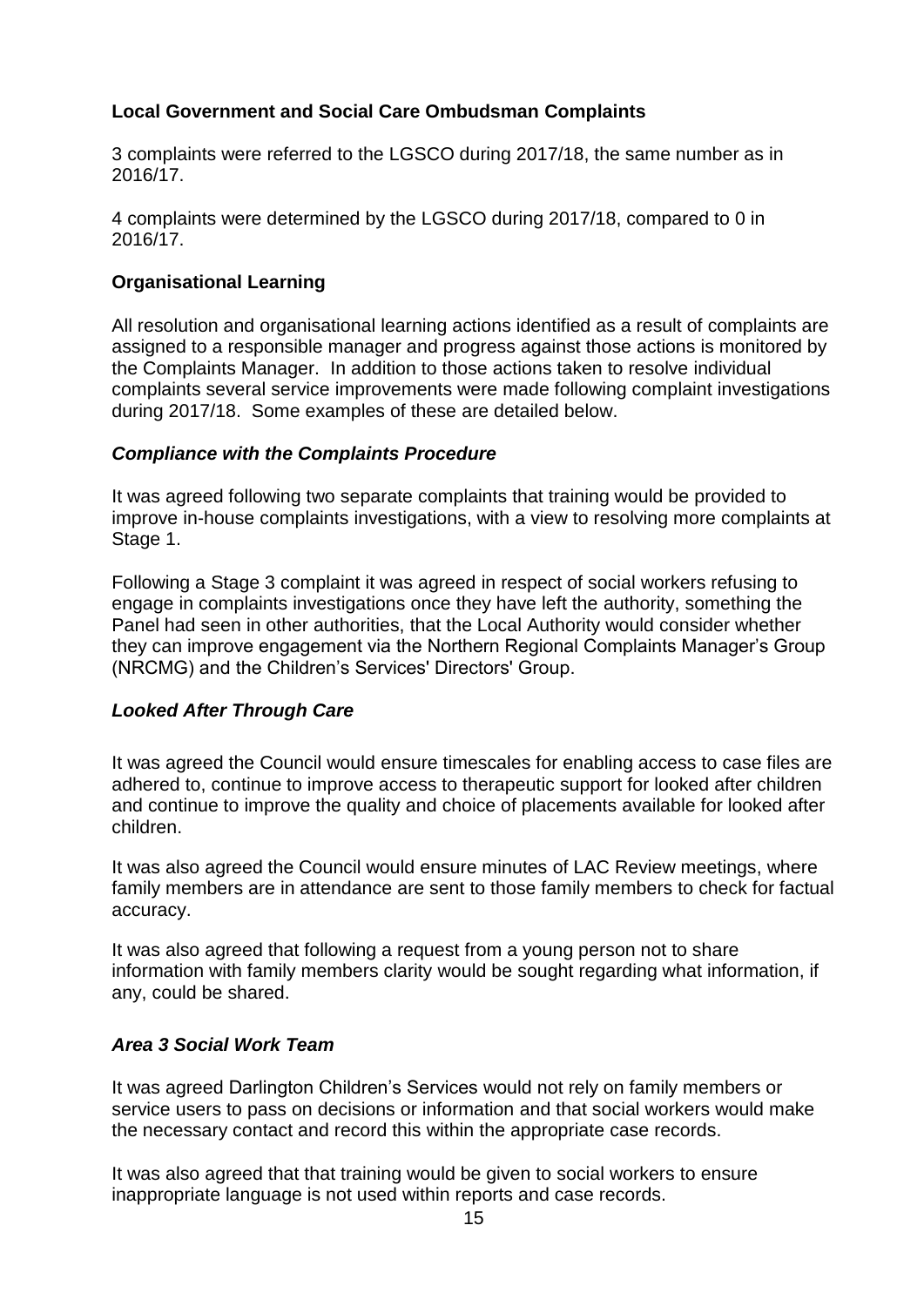**Local Government and Social Care Ombudsman Complaints**

3 complaints were referred to the LGSCO during 2017/18, the same number as in 2016/17.

4 complaints were determined by the LGSCO during 2017/18, compared to 0 in 2016/17.

**Organisational Learning**

All resolution and organisational learning actions identified as a result of complaints are assigned to a responsible manager and progress against those actions is monitored by the Complaints Manager. In addition to those actions taken to resolve individual complaints several service improvements were made following complaint investigations during 2017/18. Some examples of these are detailed below.

***Compliance with the Complaints Procedure***

It was agreed following two separate complaints that training would be provided to improve in-house complaints investigations, with a view to resolving more complaints at Stage 1.

Following a Stage 3 complaint it was agreed in respect of social workers refusing to engage in complaints investigations once they have left the authority, something the Panel had seen in other authorities, that the Local Authority would consider whether they can improve engagement via the Northern Regional Complaints Manager's Group (NRCMG) and the Children's Services' Directors' Group.

***Looked After Through Care***

It was agreed the Council would ensure timescales for enabling access to case files are adhered to, continue to improve access to therapeutic support for looked after children and continue to improve the quality and choice of placements available for looked after children.

It was also agreed the Council would ensure minutes of LAC Review meetings, where family members are in attendance are sent to those family members to check for factual accuracy.

It was also agreed that following a request from a young person not to share information with family members clarity would be sought regarding what information, if any, could be shared.

***Area 3 Social Work Team***

It was agreed Darlington Children's Services would not rely on family members or service users to pass on decisions or information and that social workers would make the necessary contact and record this within the appropriate case records.

It was also agreed that that training would be given to social workers to ensure inappropriate language is not used within reports and case records.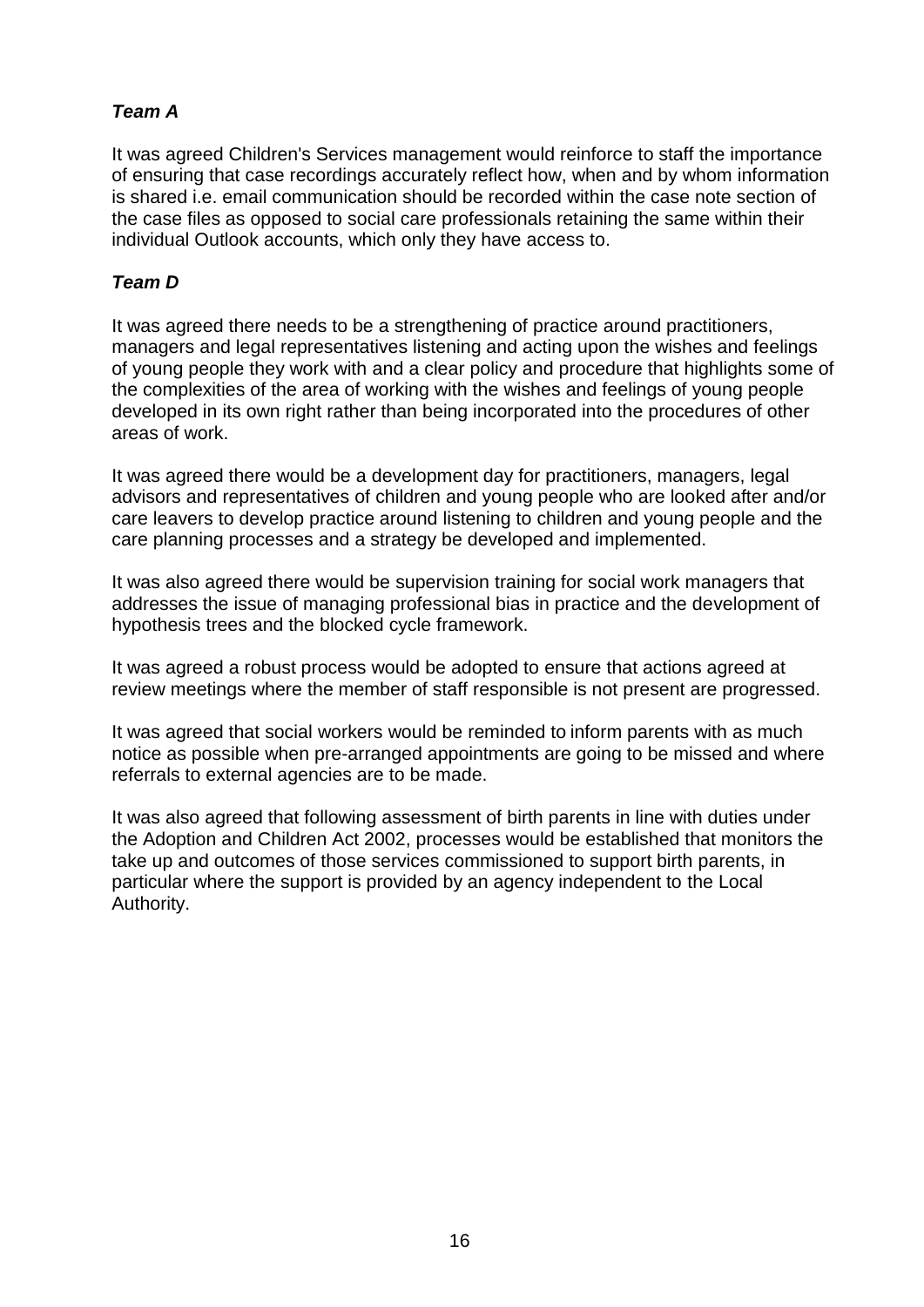***Team A***

It was agreed Children's Services management would reinforce to staff the importance of ensuring that case recordings accurately reflect how, when and by whom information is shared i.e. email communication should be recorded within the case note section of the case files as opposed to social care professionals retaining the same within their individual Outlook accounts, which only they have access to.

***Team D***

It was agreed there needs to be a strengthening of practice around practitioners, managers and legal representatives listening and acting upon the wishes and feelings of young people they work with and a clear policy and procedure that highlights some of the complexities of the area of working with the wishes and feelings of young people developed in its own right rather than being incorporated into the procedures of other areas of work.

It was agreed there would be a development day for practitioners, managers, legal advisors and representatives of children and young people who are looked after and/or care leavers to develop practice around listening to children and young people and the care planning processes and a strategy be developed and implemented.

It was also agreed there would be supervision training for social work managers that addresses the issue of managing professional bias in practice and the development of hypothesis trees and the blocked cycle framework.

It was agreed a robust process would be adopted to ensure that actions agreed at review meetings where the member of staff responsible is not present are progressed.

It was agreed that social workers would be reminded to inform parents with as much notice as possible when pre-arranged appointments are going to be missed and where referrals to external agencies are to be made.

It was also agreed that following assessment of birth parents in line with duties under the Adoption and Children Act 2002, processes would be established that monitors the take up and outcomes of those services commissioned to support birth parents, in particular where the support is provided by an agency independent to the Local Authority.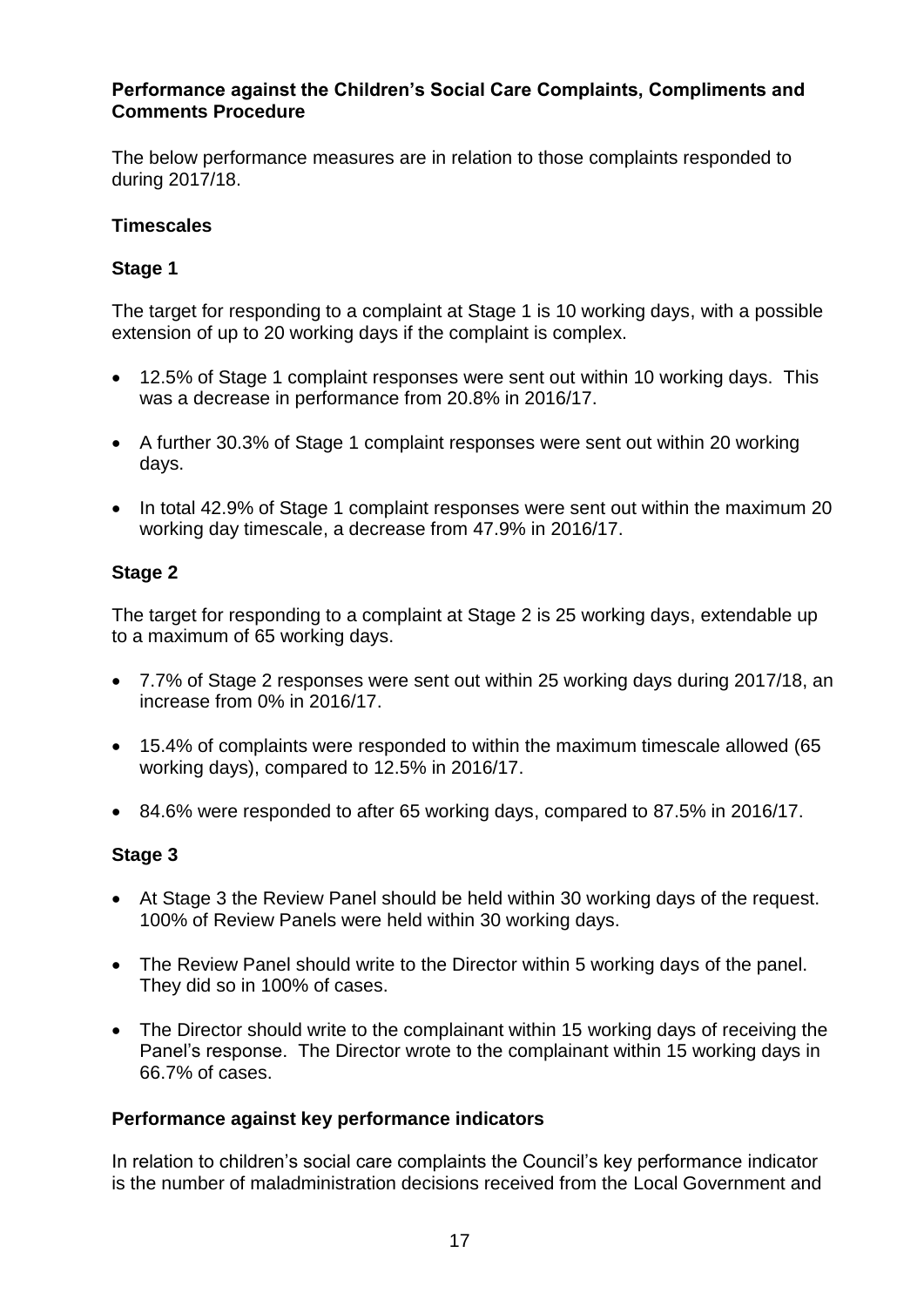### Performance against the Children's Social Care Complaints, Compliments and Comments Procedure

The below performance measures are in relation to those complaints responded to during 2017/18.

#### Timescales

#### Stage 1

The target for responding to a complaint at Stage 1 is 10 working days, with a possible extension of up to 20 working days if the complaint is complex.

- 12.5% of Stage 1 complaint responses were sent out within 10 working days. This was a decrease in performance from 20.8% in 2016/17.
- A further 30.3% of Stage 1 complaint responses were sent out within 20 working days.
- In total 42.9% of Stage 1 complaint responses were sent out within the maximum 20 working day timescale, a decrease from 47.9% in 2016/17.

#### Stage 2

The target for responding to a complaint at Stage 2 is 25 working days, extendable up to a maximum of 65 working days.

- 7.7% of Stage 2 responses were sent out within 25 working days during 2017/18, an increase from 0% in 2016/17.
- 15.4% of complaints were responded to within the maximum timescale allowed (65 working days), compared to 12.5% in 2016/17.
- 84.6% were responded to after 65 working days, compared to 87.5% in 2016/17.

#### Stage 3

- At Stage 3 the Review Panel should be held within 30 working days of the request. 100% of Review Panels were held within 30 working days.
- The Review Panel should write to the Director within 5 working days of the panel. They did so in 100% of cases.
- The Director should write to the complainant within 15 working days of receiving the Panel's response. The Director wrote to the complainant within 15 working days in 66.7% of cases.

#### Performance against key performance indicators

In relation to children's social care complaints the Council's key performance indicator is the number of maladministration decisions received from the Local Government and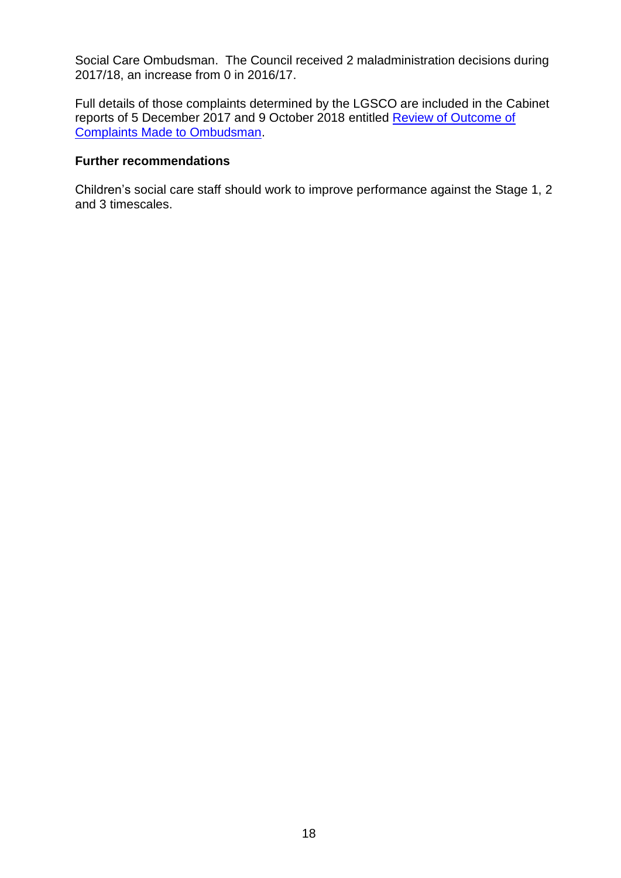Social Care Ombudsman.  The Council received 2 maladministration decisions during 2017/18, an increase from 0 in 2016/17.

Full details of those complaints determined by the LGSCO are included in the Cabinet reports of 5 December 2017 and 9 October 2018 entitled Review of Outcome of Complaints Made to Ombudsman.

**Further recommendations**

Children's social care staff should work to improve performance against the Stage 1, 2 and 3 timescales.